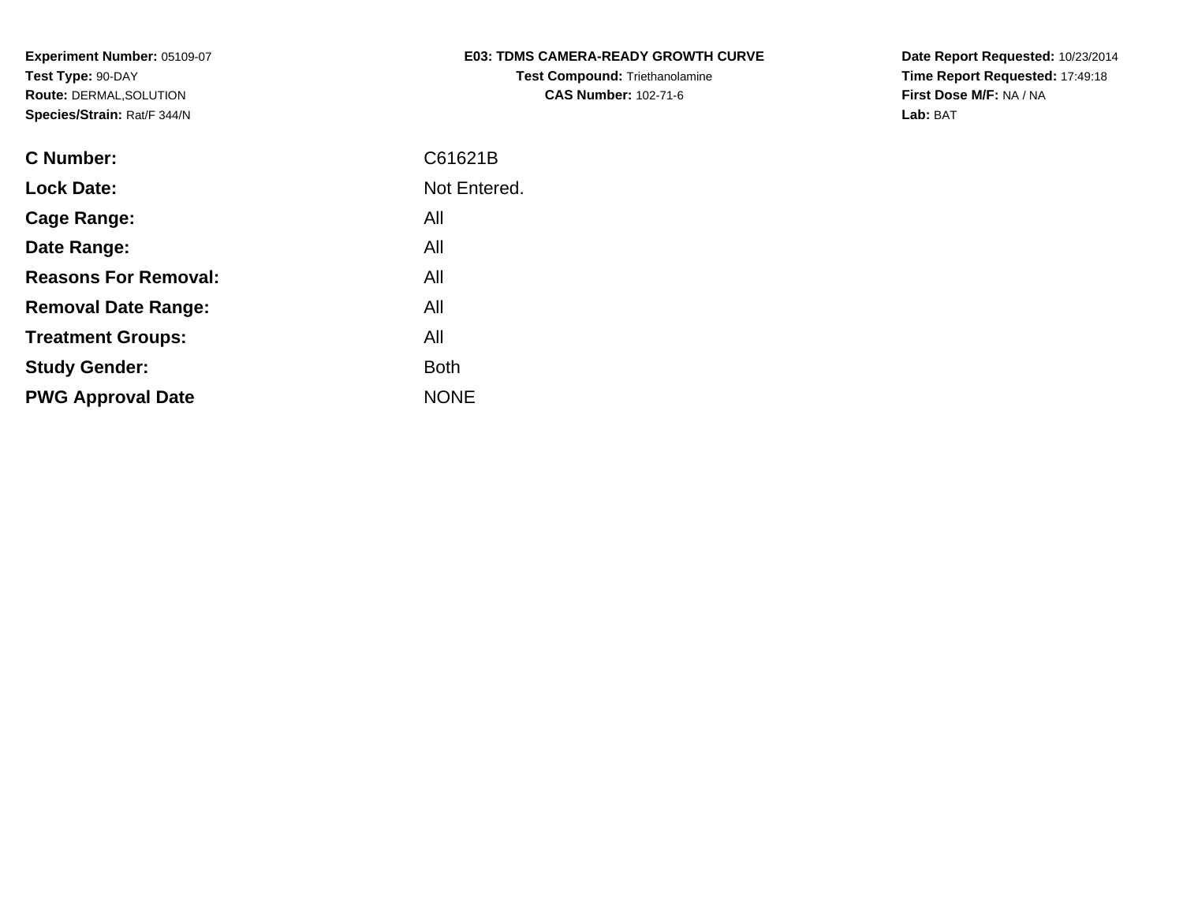**Experiment Number:** 05109-07
**Test Type:** 90-DAY
**Route:** DERMAL,SOLUTION
**Species/Strain:** Rat/F 344/N

**E03: TDMS CAMERA-READY GROWTH CURVE**
**Test Compound:** Triethanolamine
**CAS Number:** 102-71-6

**Date Report Requested:** 10/23/2014
**Time Report Requested:** 17:49:18
**First Dose M/F:** NA / NA
**Lab:** BAT

| | |
|---|---|
| **C Number:** | C61621B |
| **Lock Date:** | Not Entered. |
| **Cage Range:** | All |
| **Date Range:** | All |
| **Reasons For Removal:** | All |
| **Removal Date Range:** | All |
| **Treatment Groups:** | All |
| **Study Gender:** | Both |
| **PWG Approval Date** | NONE |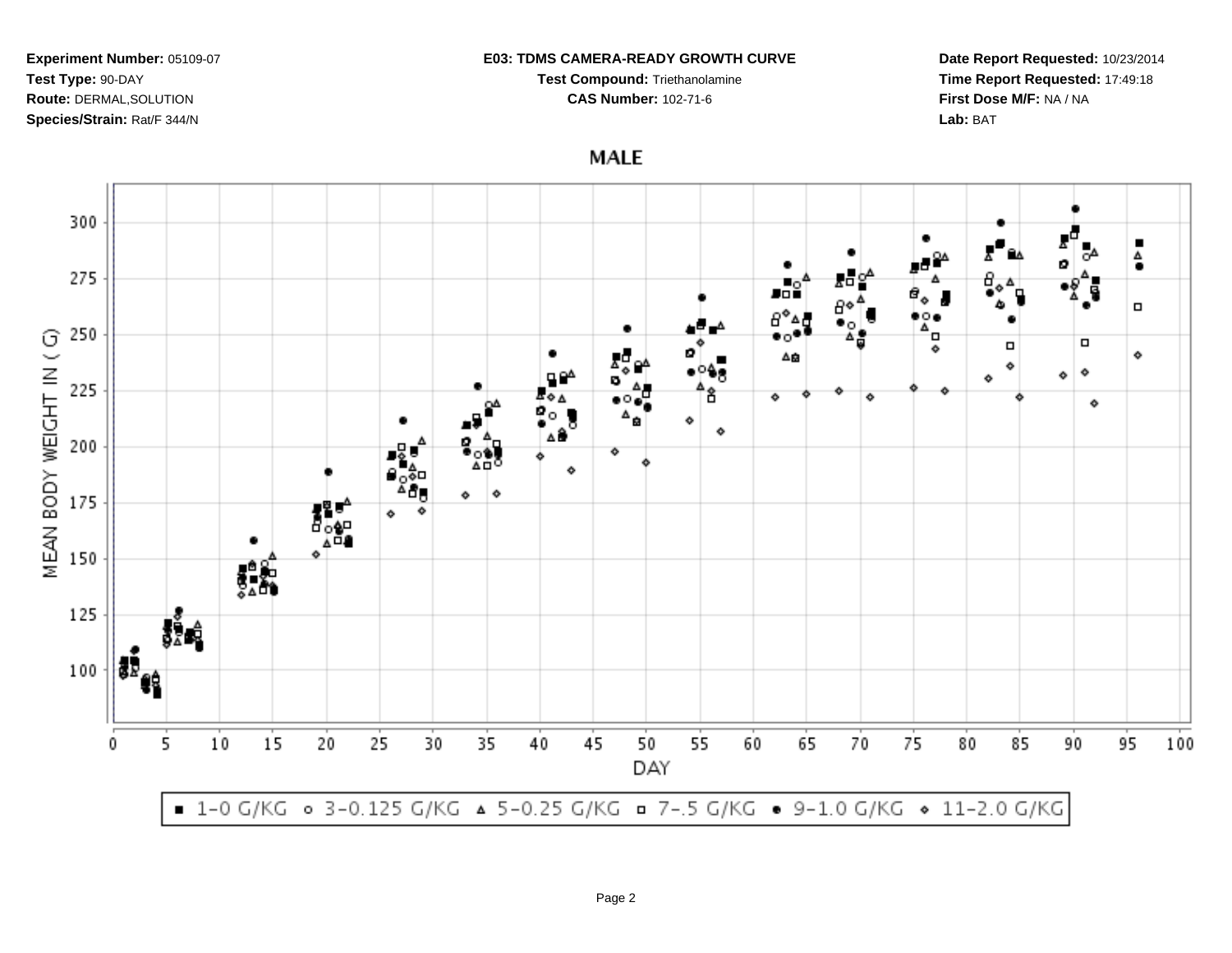**Experiment Number:** 05109-07
**Test Type:** 90-DAY
**Route:** DERMAL,SOLUTION
**Species/Strain:** Rat/F 344/N

**E03: TDMS CAMERA-READY GROWTH CURVE**
**Test Compound:** Triethanolamine
**CAS Number:** 102-71-6

**Date Report Requested:** 10/23/2014
**Time Report Requested:** 17:49:18
**First Dose M/F:** NA / NA
**Lab:** BAT

## MALE

MEAN BODY WEIGHT IN ( G)

DAY

■ 1-0 G/KG ○ 3-0.125 G/KG △ 5-0.25 G/KG □ 7-.5 G/KG ● 9-1.0 G/KG ◇ 11-2.0 G/KG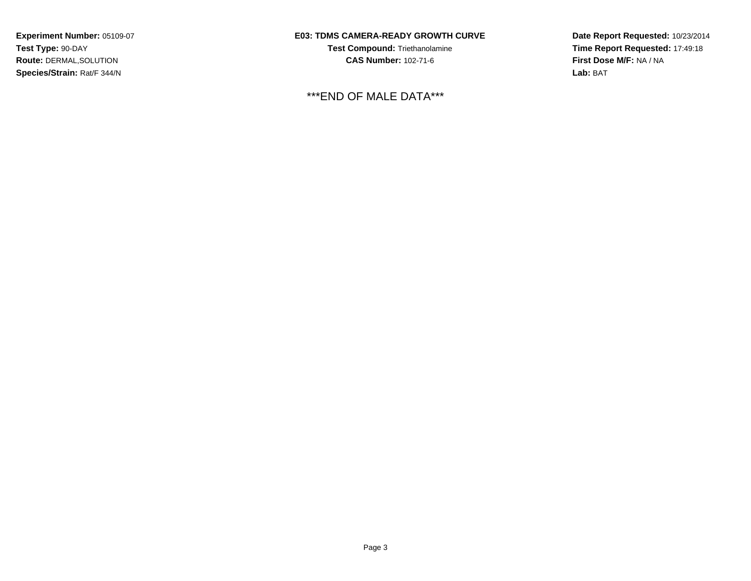**Experiment Number:** 05109-07
**Test Type:** 90-DAY
**Route:** DERMAL,SOLUTION
**Species/Strain:** Rat/F 344/N

**E03: TDMS CAMERA-READY GROWTH CURVE**
**Test Compound:** Triethanolamine
**CAS Number:** 102-71-6

**Date Report Requested:** 10/23/2014
**Time Report Requested:** 17:49:18
**First Dose M/F:** NA / NA
**Lab:** BAT

***END OF MALE DATA***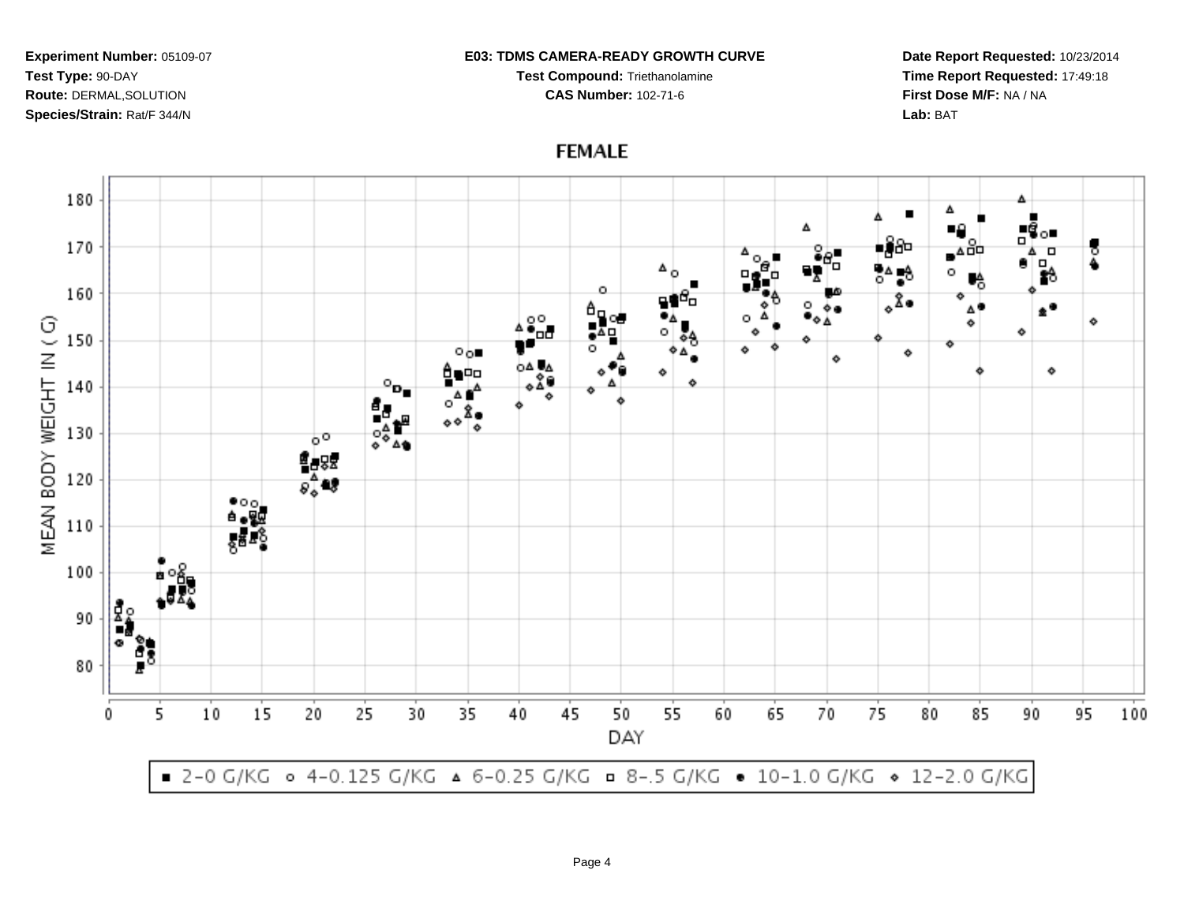**Experiment Number:** 05109-07
**Test Type:** 90-DAY
**Route:** DERMAL,SOLUTION
**Species/Strain:** Rat/F 344/N

**E03: TDMS CAMERA-READY GROWTH CURVE**
**Test Compound:** Triethanolamine
**CAS Number:** 102-71-6

**Date Report Requested:** 10/23/2014
**Time Report Requested:** 17:49:18
**First Dose M/F:** NA / NA
**Lab:** BAT

## FEMALE

MEAN BODY WEIGHT IN ( G )

DAY

■ 2-0 G/KG ○ 4-0.125 G/KG △ 6-0.25 G/KG □ 8-.5 G/KG ● 10-1.0 G/KG ◇ 12-2.0 G/KG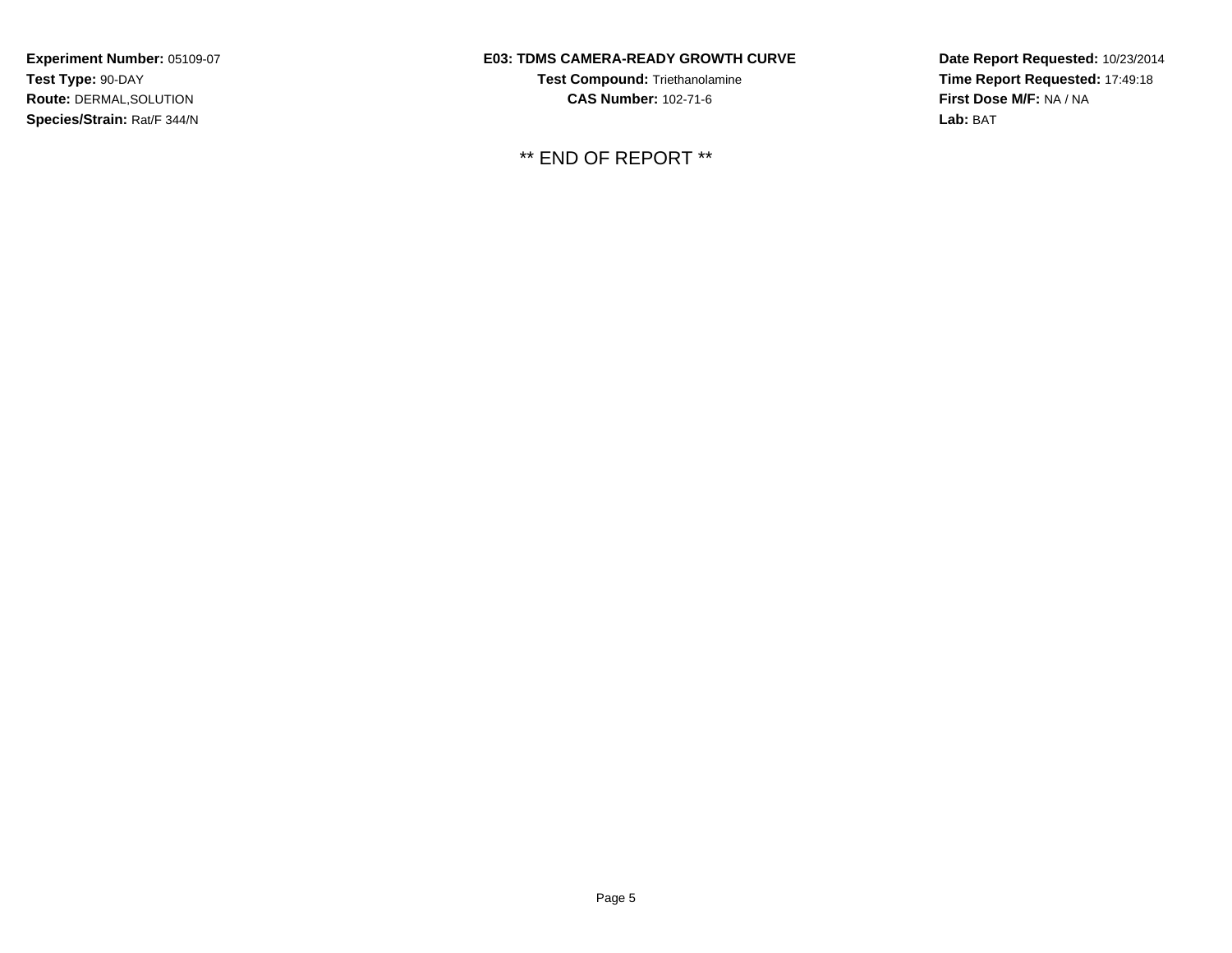** END OF REPORT **